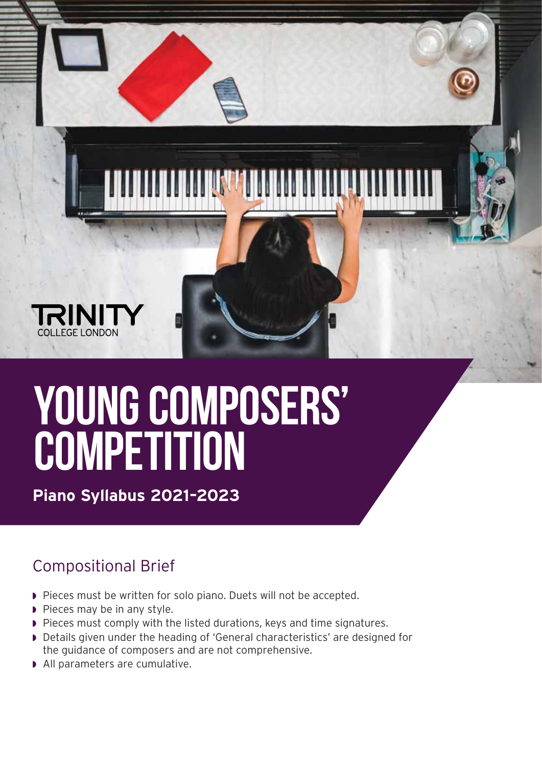TRINITY
COLLEGE LONDON

# YOUNG COMPOSERS' COMPETITION

**Piano Syllabus 2021–2023**

## Compositional Brief

- Pieces must be written for solo piano. Duets will not be accepted.
- Pieces may be in any style.
- Pieces must comply with the listed durations, keys and time signatures.
- Details given under the heading of 'General characteristics' are designed for the guidance of composers and are not comprehensive.
- All parameters are cumulative.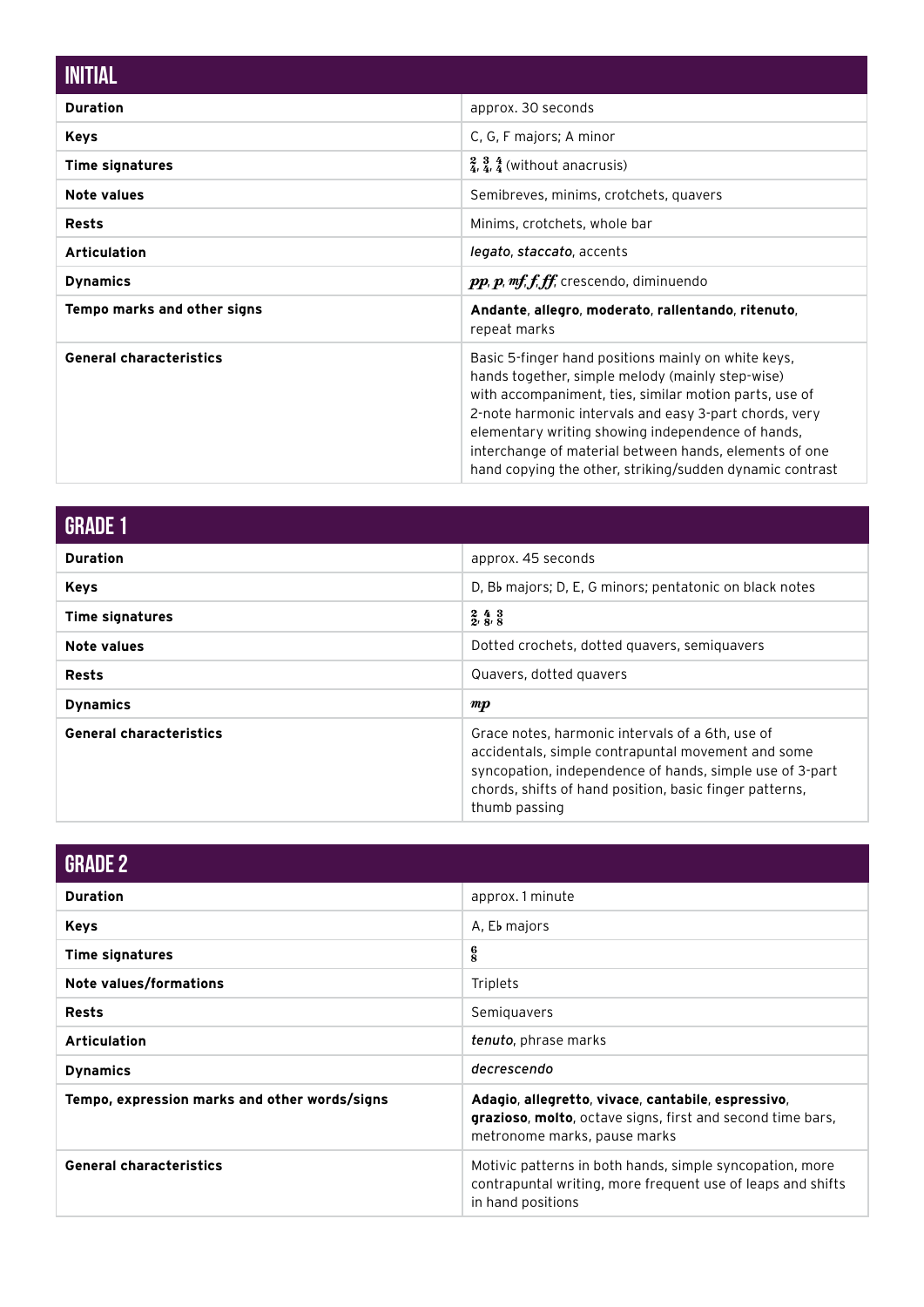## INITIAL

| | |
|---|---|
| **Duration** | approx. 30 seconds |
| **Keys** | C, G, F majors; A minor |
| **Time signatures** | $\frac{2}{4}$, $\frac{3}{4}$, $\frac{4}{4}$ (without anacrusis) |
| **Note values** | Semibreves, minims, crotchets, quavers |
| **Rests** | Minims, crotchets, whole bar |
| **Articulation** | *legato*, *staccato*, accents |
| **Dynamics** | ***pp***, ***p***, ***mf***, ***f***, ***ff***, crescendo, diminuendo |
| **Tempo marks and other signs** | **Andante**, **allegro**, **moderato**, **rallentando**, **ritenuto**, repeat marks |
| **General characteristics** | Basic 5-finger hand positions mainly on white keys, hands together, simple melody (mainly step-wise) with accompaniment, ties, similar motion parts, use of 2-note harmonic intervals and easy 3-part chords, very elementary writing showing independence of hands, interchange of material between hands, elements of one hand copying the other, striking/sudden dynamic contrast |

## GRADE 1

| | |
|---|---|
| **Duration** | approx. 45 seconds |
| **Keys** | D, B♭ majors; D, E, G minors; pentatonic on black notes |
| **Time signatures** | $\frac{2}{2}$, $\frac{4}{8}$, $\frac{3}{8}$ |
| **Note values** | Dotted crochets, dotted quavers, semiquavers |
| **Rests** | Quavers, dotted quavers |
| **Dynamics** | ***mp*** |
| **General characteristics** | Grace notes, harmonic intervals of a 6th, use of accidentals, simple contrapuntal movement and some syncopation, independence of hands, simple use of 3-part chords, shifts of hand position, basic finger patterns, thumb passing |

## GRADE 2

| | |
|---|---|
| **Duration** | approx. 1 minute |
| **Keys** | A, E♭ majors |
| **Time signatures** | $\frac{6}{8}$ |
| **Note values/formations** | Triplets |
| **Rests** | Semiquavers |
| **Articulation** | *tenuto*, phrase marks |
| **Dynamics** | *decrescendo* |
| **Tempo, expression marks and other words/signs** | **Adagio**, **allegretto**, **vivace**, **cantabile**, **espressivo**, **grazioso**, **molto**, octave signs, first and second time bars, metronome marks, pause marks |
| **General characteristics** | Motivic patterns in both hands, simple syncopation, more contrapuntal writing, more frequent use of leaps and shifts in hand positions |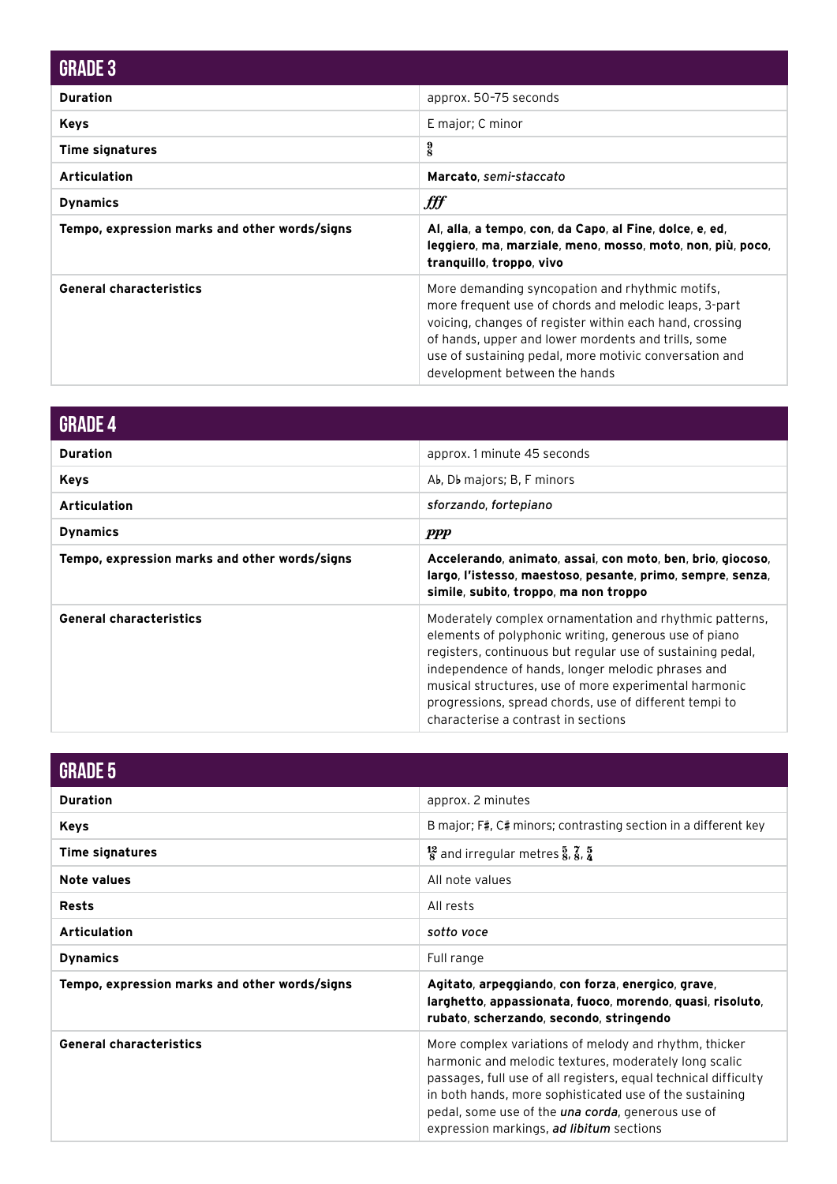## GRADE 3

| | |
|---|---|
| **Duration** | approx. 50–75 seconds |
| **Keys** | E major; C minor |
| **Time signatures** | $\frac{9}{8}$ |
| **Articulation** | **Marcato**, *semi-staccato* |
| **Dynamics** | ***fff*** |
| **Tempo, expression marks and other words/signs** | **Al**, **alla**, **a tempo**, **con**, **da Capo**, **al Fine**, **dolce**, **e**, **ed**, **leggiero**, **ma**, **marziale**, **meno**, **mosso**, **moto**, **non**, **più**, **poco**, **tranquillo**, **troppo**, **vivo** |
| **General characteristics** | More demanding syncopation and rhythmic motifs, more frequent use of chords and melodic leaps, 3-part voicing, changes of register within each hand, crossing of hands, upper and lower mordents and trills, some use of sustaining pedal, more motivic conversation and development between the hands |

## GRADE 4

| | |
|---|---|
| **Duration** | approx. 1 minute 45 seconds |
| **Keys** | A♭, D♭ majors; B, F minors |
| **Articulation** | *sforzando*, *fortepiano* |
| **Dynamics** | ***ppp*** |
| **Tempo, expression marks and other words/signs** | **Accelerando**, **animato**, **assai**, **con moto**, **ben**, **brio**, **giocoso**, **largo**, **l'istesso**, **maestoso**, **pesante**, **primo**, **sempre**, **senza**, **simile**, **subito**, **troppo**, **ma non troppo** |
| **General characteristics** | Moderately complex ornamentation and rhythmic patterns, elements of polyphonic writing, generous use of piano registers, continuous but regular use of sustaining pedal, independence of hands, longer melodic phrases and musical structures, use of more experimental harmonic progressions, spread chords, use of different tempi to characterise a contrast in sections |

## GRADE 5

| | |
|---|---|
| **Duration** | approx. 2 minutes |
| **Keys** | B major; F♯, C♯ minors; contrasting section in a different key |
| **Time signatures** | $\frac{12}{8}$ and irregular metres $\frac{5}{8}$, $\frac{7}{8}$, $\frac{5}{4}$ |
| **Note values** | All note values |
| **Rests** | All rests |
| **Articulation** | *sotto voce* |
| **Dynamics** | Full range |
| **Tempo, expression marks and other words/signs** | **Agitato**, **arpeggiando**, **con forza**, **energico**, **grave**, **larghetto**, **appassionata**, **fuoco**, **morendo**, **quasi**, **risoluto**, **rubato**, **scherzando**, **secondo**, **stringendo** |
| **General characteristics** | More complex variations of melody and rhythm, thicker harmonic and melodic textures, moderately long scalic passages, full use of all registers, equal technical difficulty in both hands, more sophisticated use of the sustaining pedal, some use of the ***una corda***, generous use of expression markings, ***ad libitum*** sections |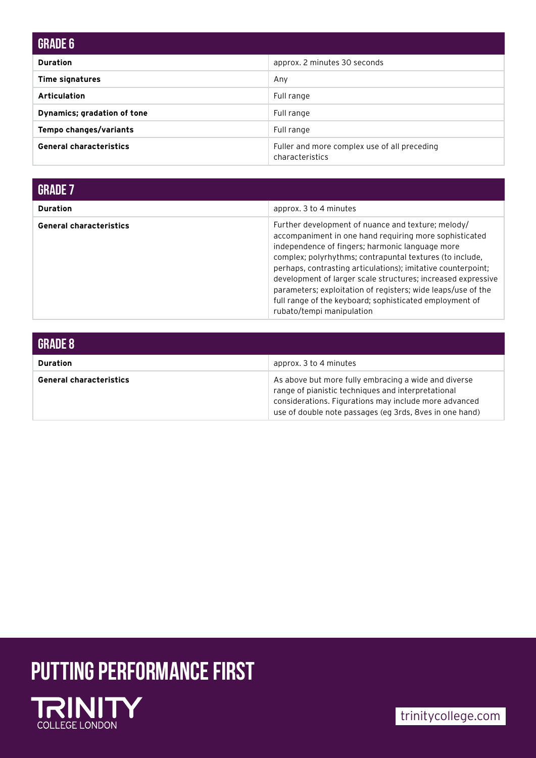## GRADE 6

| | |
|---|---|
| **Duration** | approx. 2 minutes 30 seconds |
| **Time signatures** | Any |
| **Articulation** | Full range |
| **Dynamics; gradation of tone** | Full range |
| **Tempo changes/variants** | Full range |
| **General characteristics** | Fuller and more complex use of all preceding characteristics |

## GRADE 7

| | |
|---|---|
| **Duration** | approx. 3 to 4 minutes |
| **General characteristics** | Further development of nuance and texture; melody/accompaniment in one hand requiring more sophisticated independence of fingers; harmonic language more complex; polyrhythms; contrapuntal textures (to include, perhaps, contrasting articulations); imitative counterpoint; development of larger scale structures; increased expressive parameters; exploitation of registers; wide leaps/use of the full range of the keyboard; sophisticated employment of rubato/tempi manipulation |

## GRADE 8

| | |
|---|---|
| **Duration** | approx. 3 to 4 minutes |
| **General characteristics** | As above but more fully embracing a wide and diverse range of pianistic techniques and interpretational considerations. Figurations may include more advanced use of double note passages (eg 3rds, 8ves in one hand) |

# PUTTING PERFORMANCE FIRST

TRINITY COLLEGE LONDON

trinitycollege.com